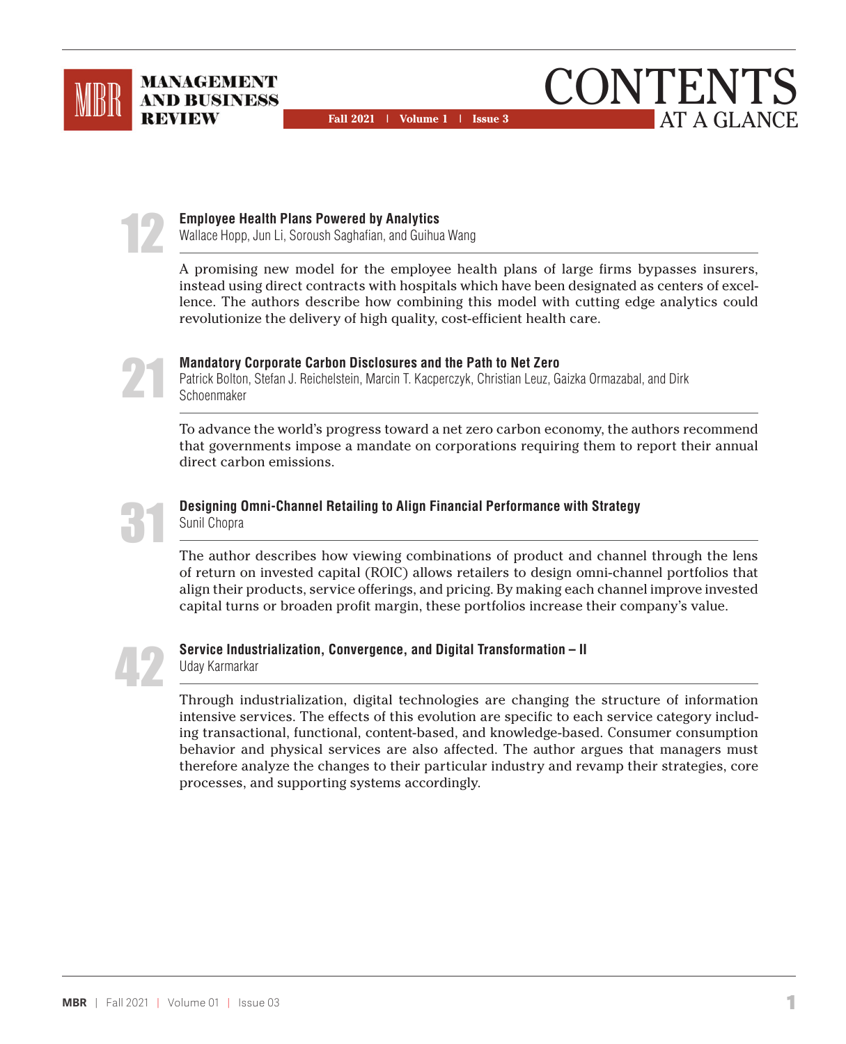# CONTENTS
## AT A GLANCE

**MANAGEMENT AND BUSINESS REVIEW**

Fall 2021 | Volume 1 | Issue 3

**12**

### Employee Health Plans Powered by Analytics

Wallace Hopp, Jun Li, Soroush Saghafian, and Guihua Wang

A promising new model for the employee health plans of large firms bypasses insurers, instead using direct contracts with hospitals which have been designated as centers of excellence. The authors describe how combining this model with cutting edge analytics could revolutionize the delivery of high quality, cost-efficient health care.

**21**

### Mandatory Corporate Carbon Disclosures and the Path to Net Zero

Patrick Bolton, Stefan J. Reichelstein, Marcin T. Kacperczyk, Christian Leuz, Gaizka Ormazabal, and Dirk Schoenmaker

To advance the world's progress toward a net zero carbon economy, the authors recommend that governments impose a mandate on corporations requiring them to report their annual direct carbon emissions.

**31**

### Designing Omni-Channel Retailing to Align Financial Performance with Strategy

Sunil Chopra

The author describes how viewing combinations of product and channel through the lens of return on invested capital (ROIC) allows retailers to design omni-channel portfolios that align their products, service offerings, and pricing. By making each channel improve invested capital turns or broaden profit margin, these portfolios increase their company's value.

**42**

### Service Industrialization, Convergence, and Digital Transformation – II

Uday Karmarkar

Through industrialization, digital technologies are changing the structure of information intensive services. The effects of this evolution are specific to each service category including transactional, functional, content-based, and knowledge-based. Consumer consumption behavior and physical services are also affected. The author argues that managers must therefore analyze the changes to their particular industry and revamp their strategies, core processes, and supporting systems accordingly.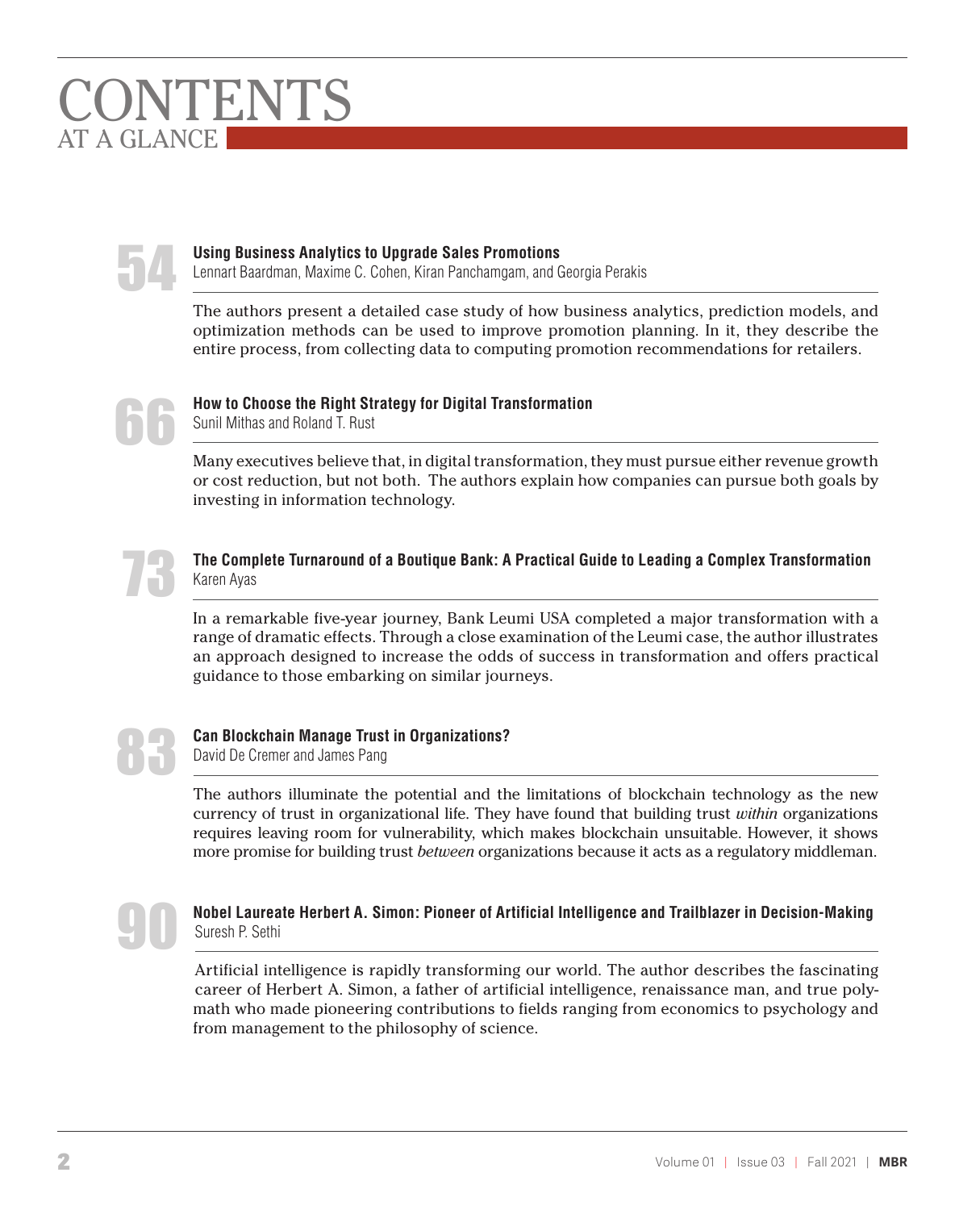# CONTENTS
## AT A GLANCE

**54**

### Using Business Analytics to Upgrade Sales Promotions
Lennart Baardman, Maxime C. Cohen, Kiran Panchamgam, and Georgia Perakis

The authors present a detailed case study of how business analytics, prediction models, and optimization methods can be used to improve promotion planning. In it, they describe the entire process, from collecting data to computing promotion recommendations for retailers.

**66**

### How to Choose the Right Strategy for Digital Transformation
Sunil Mithas and Roland T. Rust

Many executives believe that, in digital transformation, they must pursue either revenue growth or cost reduction, but not both. The authors explain how companies can pursue both goals by investing in information technology.

**73**

### The Complete Turnaround of a Boutique Bank: A Practical Guide to Leading a Complex Transformation
Karen Ayas

In a remarkable five-year journey, Bank Leumi USA completed a major transformation with a range of dramatic effects. Through a close examination of the Leumi case, the author illustrates an approach designed to increase the odds of success in transformation and offers practical guidance to those embarking on similar journeys.

**83**

### Can Blockchain Manage Trust in Organizations?
David De Cremer and James Pang

The authors illuminate the potential and the limitations of blockchain technology as the new currency of trust in organizational life. They have found that building trust *within* organizations requires leaving room for vulnerability, which makes blockchain unsuitable. However, it shows more promise for building trust *between* organizations because it acts as a regulatory middleman.

**90**

### Nobel Laureate Herbert A. Simon: Pioneer of Artificial Intelligence and Trailblazer in Decision-Making
Suresh P. Sethi

Artificial intelligence is rapidly transforming our world. The author describes the fascinating career of Herbert A. Simon, a father of artificial intelligence, renaissance man, and true polymath who made pioneering contributions to fields ranging from economics to psychology and from management to the philosophy of science.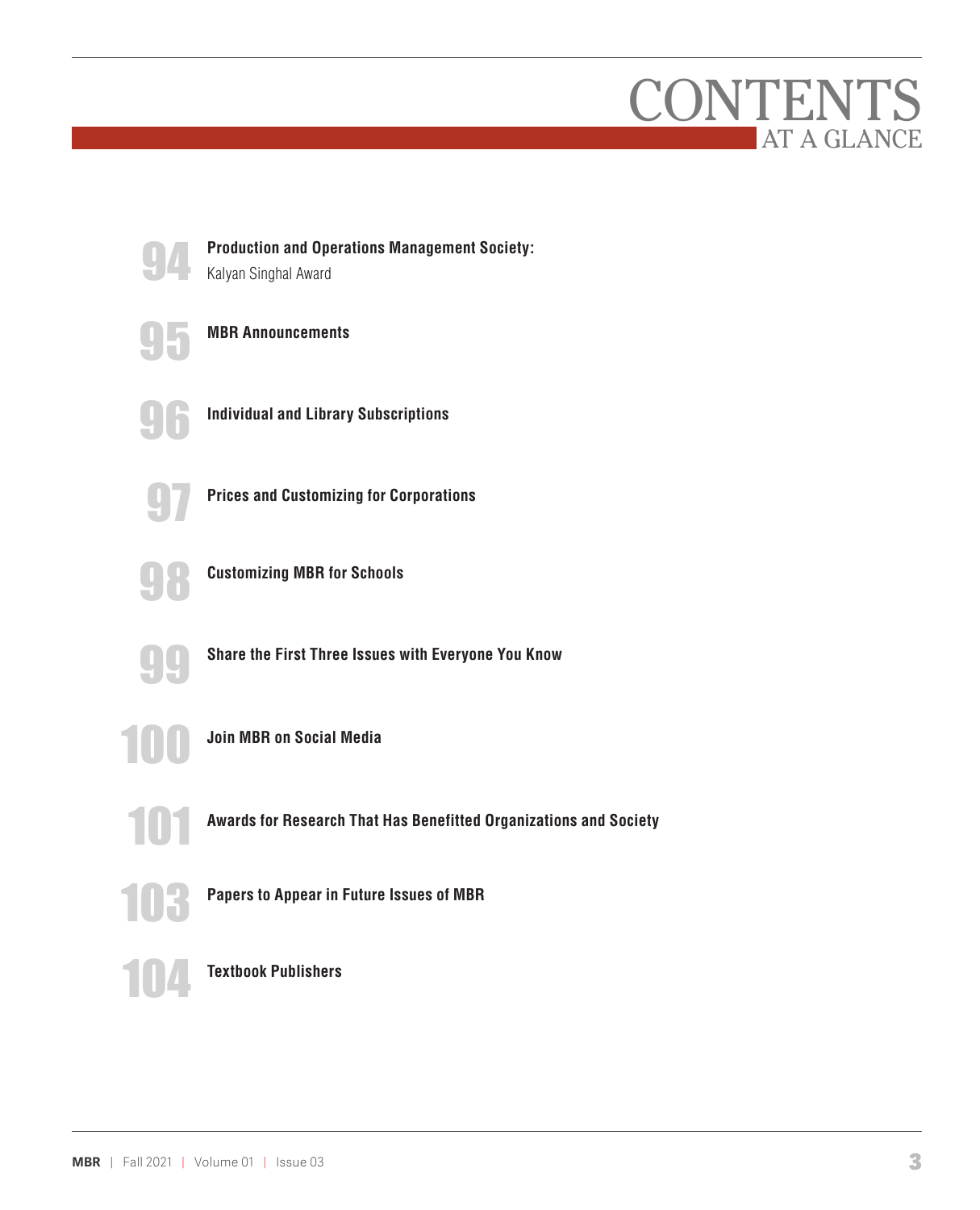# CONTENTS
## AT A GLANCE

94 **Production and Operations Management Society:**
Kalyan Singhal Award

95 **MBR Announcements**

96 **Individual and Library Subscriptions**

97 **Prices and Customizing for Corporations**

98 **Customizing MBR for Schools**

99 **Share the First Three Issues with Everyone You Know**

100 **Join MBR on Social Media**

101 **Awards for Research That Has Benefitted Organizations and Society**

103 **Papers to Appear in Future Issues of MBR**

104 **Textbook Publishers**